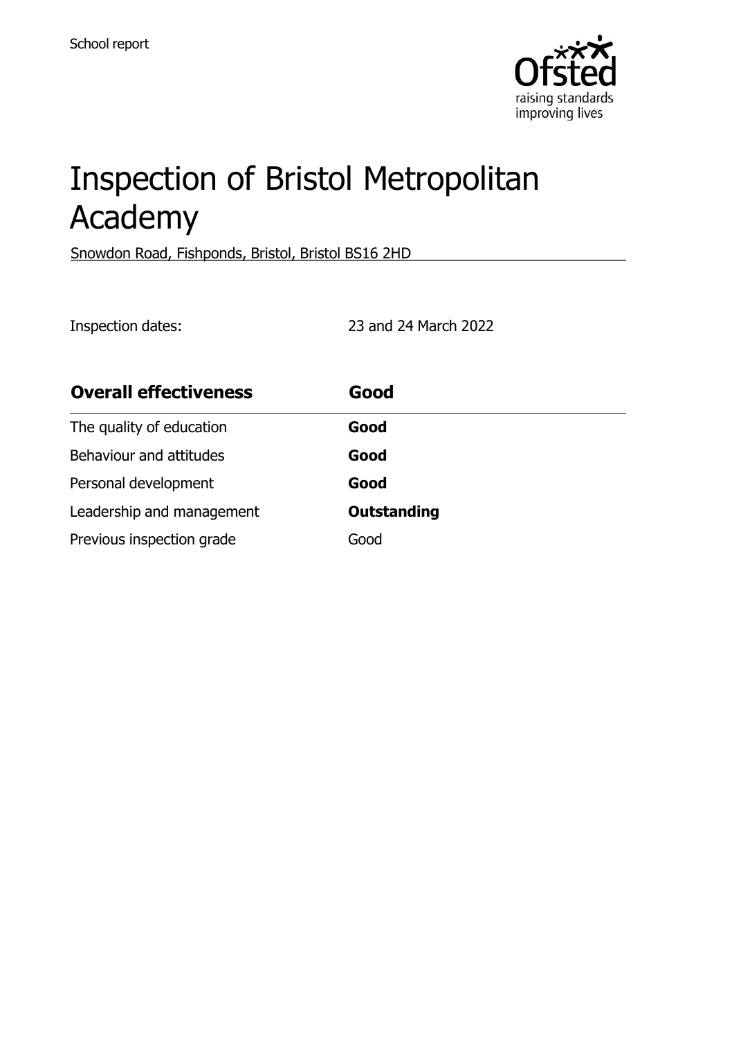School report

# Inspection of Bristol Metropolitan Academy

Snowdon Road, Fishponds, Bristol, Bristol BS16 2HD

Inspection dates: 23 and 24 March 2022

| **Overall effectiveness** | **Good** |
| --- | --- |
| The quality of education | **Good** |
| Behaviour and attitudes | **Good** |
| Personal development | **Good** |
| Leadership and management | **Outstanding** |
| Previous inspection grade | Good |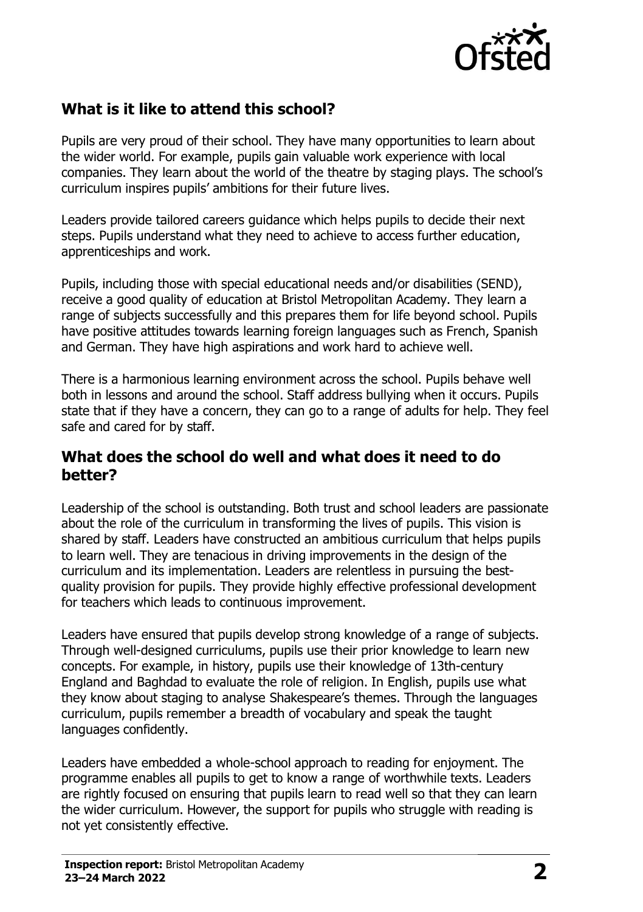## What is it like to attend this school?

Pupils are very proud of their school. They have many opportunities to learn about the wider world. For example, pupils gain valuable work experience with local companies. They learn about the world of the theatre by staging plays. The school's curriculum inspires pupils' ambitions for their future lives.

Leaders provide tailored careers guidance which helps pupils to decide their next steps. Pupils understand what they need to achieve to access further education, apprenticeships and work.

Pupils, including those with special educational needs and/or disabilities (SEND), receive a good quality of education at Bristol Metropolitan Academy. They learn a range of subjects successfully and this prepares them for life beyond school. Pupils have positive attitudes towards learning foreign languages such as French, Spanish and German. They have high aspirations and work hard to achieve well.

There is a harmonious learning environment across the school. Pupils behave well both in lessons and around the school. Staff address bullying when it occurs. Pupils state that if they have a concern, they can go to a range of adults for help. They feel safe and cared for by staff.

## What does the school do well and what does it need to do better?

Leadership of the school is outstanding. Both trust and school leaders are passionate about the role of the curriculum in transforming the lives of pupils. This vision is shared by staff. Leaders have constructed an ambitious curriculum that helps pupils to learn well. They are tenacious in driving improvements in the design of the curriculum and its implementation. Leaders are relentless in pursuing the best-quality provision for pupils. They provide highly effective professional development for teachers which leads to continuous improvement.

Leaders have ensured that pupils develop strong knowledge of a range of subjects. Through well-designed curriculums, pupils use their prior knowledge to learn new concepts. For example, in history, pupils use their knowledge of 13th-century England and Baghdad to evaluate the role of religion. In English, pupils use what they know about staging to analyse Shakespeare's themes. Through the languages curriculum, pupils remember a breadth of vocabulary and speak the taught languages confidently.

Leaders have embedded a whole-school approach to reading for enjoyment. The programme enables all pupils to get to know a range of worthwhile texts. Leaders are rightly focused on ensuring that pupils learn to read well so that they can learn the wider curriculum. However, the support for pupils who struggle with reading is not yet consistently effective.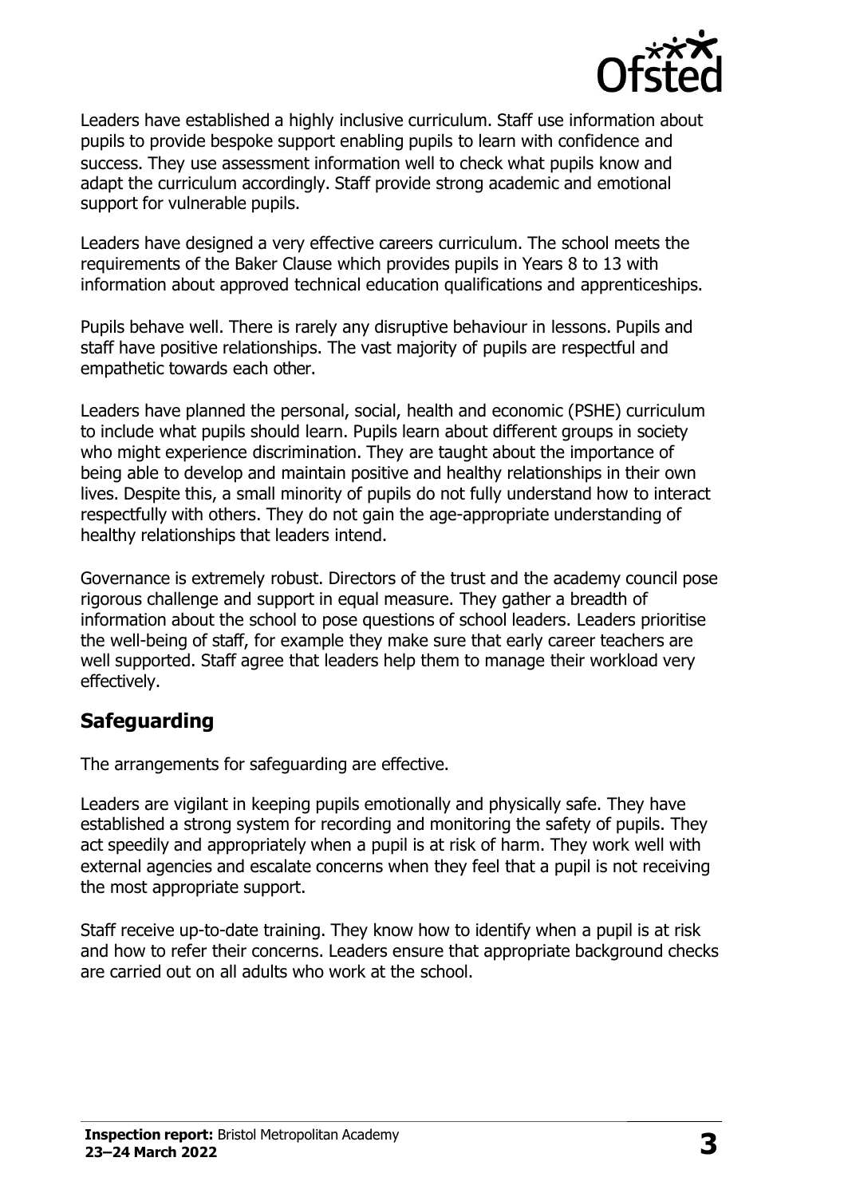Leaders have established a highly inclusive curriculum. Staff use information about pupils to provide bespoke support enabling pupils to learn with confidence and success. They use assessment information well to check what pupils know and adapt the curriculum accordingly. Staff provide strong academic and emotional support for vulnerable pupils.

Leaders have designed a very effective careers curriculum. The school meets the requirements of the Baker Clause which provides pupils in Years 8 to 13 with information about approved technical education qualifications and apprenticeships.

Pupils behave well. There is rarely any disruptive behaviour in lessons. Pupils and staff have positive relationships. The vast majority of pupils are respectful and empathetic towards each other.

Leaders have planned the personal, social, health and economic (PSHE) curriculum to include what pupils should learn. Pupils learn about different groups in society who might experience discrimination. They are taught about the importance of being able to develop and maintain positive and healthy relationships in their own lives. Despite this, a small minority of pupils do not fully understand how to interact respectfully with others. They do not gain the age-appropriate understanding of healthy relationships that leaders intend.

Governance is extremely robust. Directors of the trust and the academy council pose rigorous challenge and support in equal measure. They gather a breadth of information about the school to pose questions of school leaders. Leaders prioritise the well-being of staff, for example they make sure that early career teachers are well supported. Staff agree that leaders help them to manage their workload very effectively.

## Safeguarding

The arrangements for safeguarding are effective.

Leaders are vigilant in keeping pupils emotionally and physically safe. They have established a strong system for recording and monitoring the safety of pupils. They act speedily and appropriately when a pupil is at risk of harm. They work well with external agencies and escalate concerns when they feel that a pupil is not receiving the most appropriate support.

Staff receive up-to-date training. They know how to identify when a pupil is at risk and how to refer their concerns. Leaders ensure that appropriate background checks are carried out on all adults who work at the school.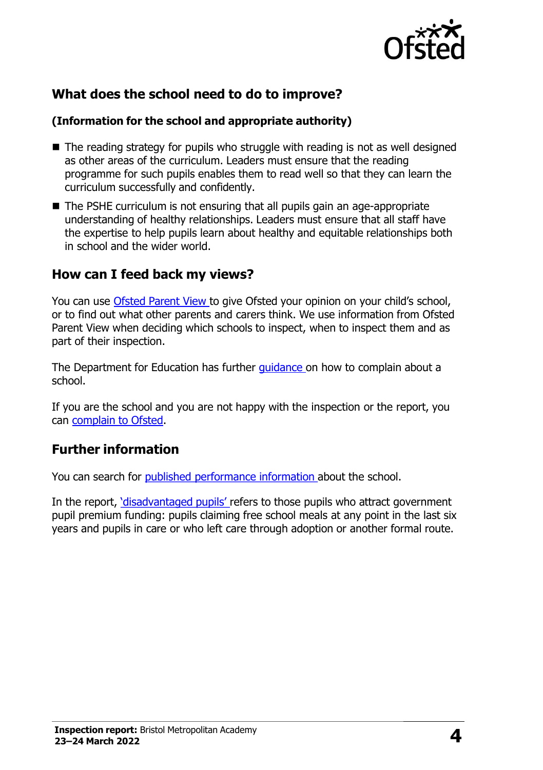## What does the school need to do to improve?

**(Information for the school and appropriate authority)**

- The reading strategy for pupils who struggle with reading is not as well designed as other areas of the curriculum. Leaders must ensure that the reading programme for such pupils enables them to read well so that they can learn the curriculum successfully and confidently.
- The PSHE curriculum is not ensuring that all pupils gain an age-appropriate understanding of healthy relationships. Leaders must ensure that all staff have the expertise to help pupils learn about healthy and equitable relationships both in school and the wider world.

## How can I feed back my views?

You can use Ofsted Parent View to give Ofsted your opinion on your child's school, or to find out what other parents and carers think. We use information from Ofsted Parent View when deciding which schools to inspect, when to inspect them and as part of their inspection.

The Department for Education has further guidance on how to complain about a school.

If you are the school and you are not happy with the inspection or the report, you can complain to Ofsted.

## Further information

You can search for published performance information about the school.

In the report, 'disadvantaged pupils' refers to those pupils who attract government pupil premium funding: pupils claiming free school meals at any point in the last six years and pupils in care or who left care through adoption or another formal route.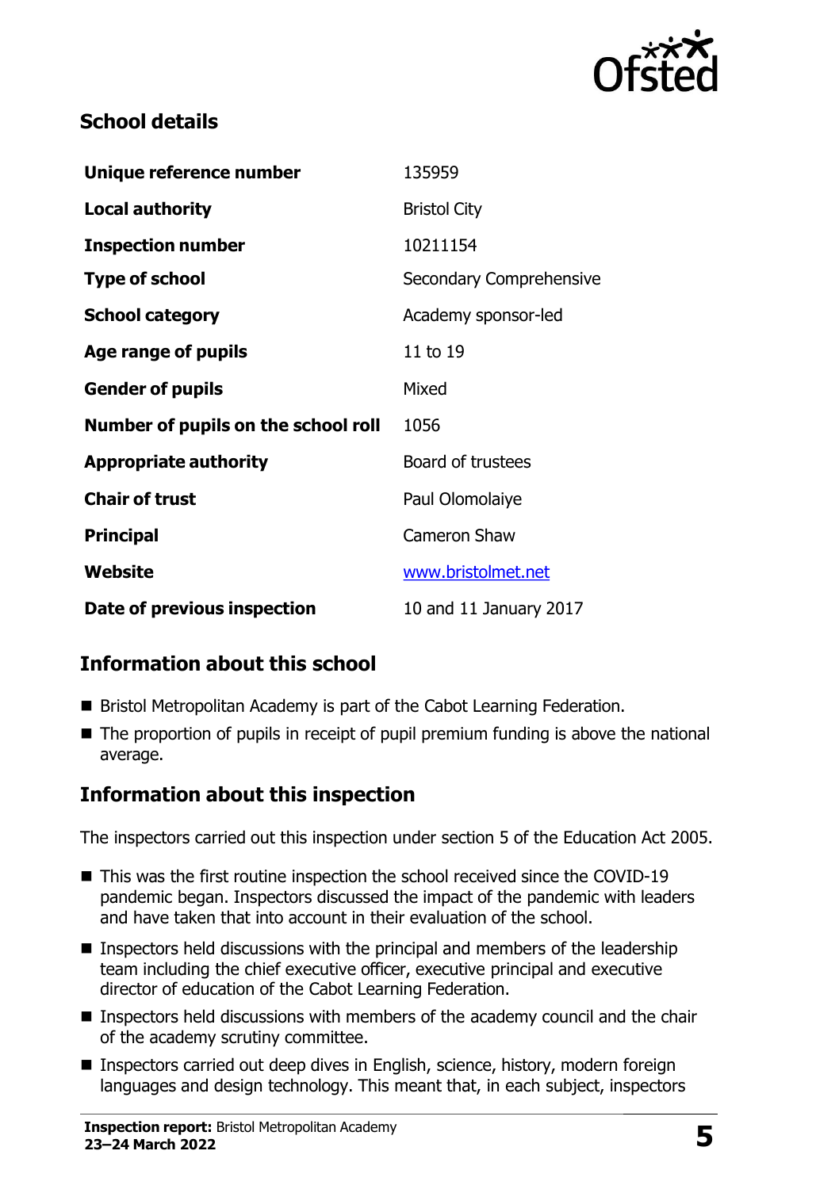## School details

| | |
|---|---|
| **Unique reference number** | 135959 |
| **Local authority** | Bristol City |
| **Inspection number** | 10211154 |
| **Type of school** | Secondary Comprehensive |
| **School category** | Academy sponsor-led |
| **Age range of pupils** | 11 to 19 |
| **Gender of pupils** | Mixed |
| **Number of pupils on the school roll** | 1056 |
| **Appropriate authority** | Board of trustees |
| **Chair of trust** | Paul Olomolaiye |
| **Principal** | Cameron Shaw |
| **Website** | www.bristolmet.net |
| **Date of previous inspection** | 10 and 11 January 2017 |

## Information about this school

- Bristol Metropolitan Academy is part of the Cabot Learning Federation.
- The proportion of pupils in receipt of pupil premium funding is above the national average.

## Information about this inspection

The inspectors carried out this inspection under section 5 of the Education Act 2005.

- This was the first routine inspection the school received since the COVID-19 pandemic began. Inspectors discussed the impact of the pandemic with leaders and have taken that into account in their evaluation of the school.
- Inspectors held discussions with the principal and members of the leadership team including the chief executive officer, executive principal and executive director of education of the Cabot Learning Federation.
- Inspectors held discussions with members of the academy council and the chair of the academy scrutiny committee.
- Inspectors carried out deep dives in English, science, history, modern foreign languages and design technology. This meant that, in each subject, inspectors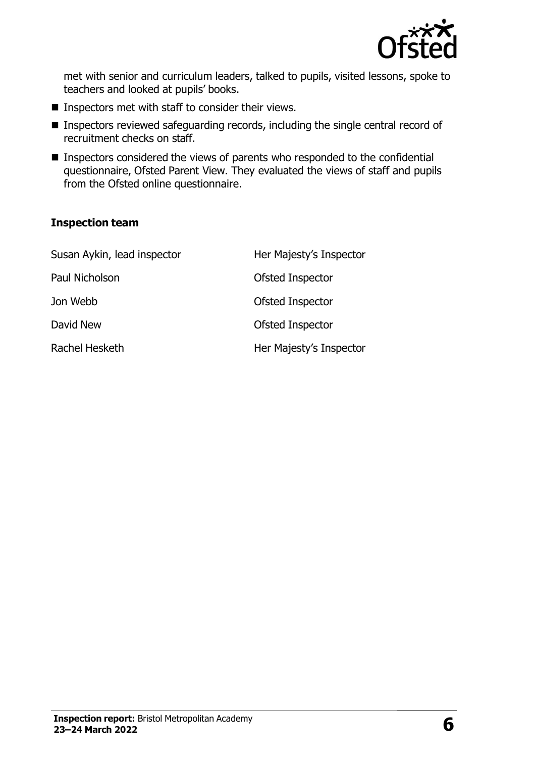met with senior and curriculum leaders, talked to pupils, visited lessons, spoke to teachers and looked at pupils' books.

- Inspectors met with staff to consider their views.
- Inspectors reviewed safeguarding records, including the single central record of recruitment checks on staff.
- Inspectors considered the views of parents who responded to the confidential questionnaire, Ofsted Parent View. They evaluated the views of staff and pupils from the Ofsted online questionnaire.

### Inspection team

| | |
|---|---|
| Susan Aykin, lead inspector | Her Majesty's Inspector |
| Paul Nicholson | Ofsted Inspector |
| Jon Webb | Ofsted Inspector |
| David New | Ofsted Inspector |
| Rachel Hesketh | Her Majesty's Inspector |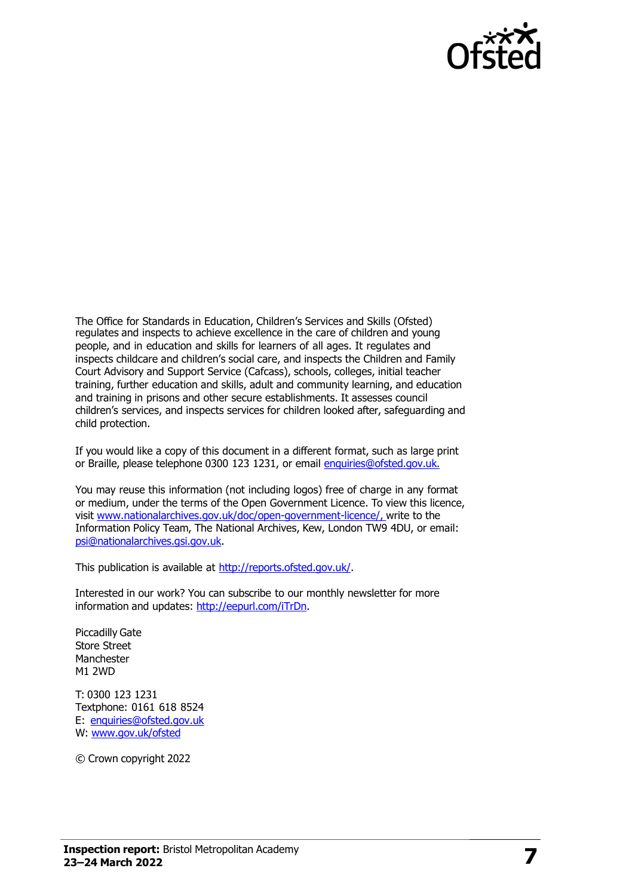The Office for Standards in Education, Children's Services and Skills (Ofsted) regulates and inspects to achieve excellence in the care of children and young people, and in education and skills for learners of all ages. It regulates and inspects childcare and children's social care, and inspects the Children and Family Court Advisory and Support Service (Cafcass), schools, colleges, initial teacher training, further education and skills, adult and community learning, and education and training in prisons and other secure establishments. It assesses council children's services, and inspects services for children looked after, safeguarding and child protection.

If you would like a copy of this document in a different format, such as large print or Braille, please telephone 0300 123 1231, or email enquiries@ofsted.gov.uk.

You may reuse this information (not including logos) free of charge in any format or medium, under the terms of the Open Government Licence. To view this licence, visit www.nationalarchives.gov.uk/doc/open-government-licence/, write to the Information Policy Team, The National Archives, Kew, London TW9 4DU, or email: psi@nationalarchives.gsi.gov.uk.

This publication is available at http://reports.ofsted.gov.uk/.

Interested in our work? You can subscribe to our monthly newsletter for more information and updates: http://eepurl.com/iTrDn.

Piccadilly Gate
Store Street
Manchester
M1 2WD

T: 0300 123 1231
Textphone: 0161 618 8524
E: enquiries@ofsted.gov.uk
W: www.gov.uk/ofsted

© Crown copyright 2022